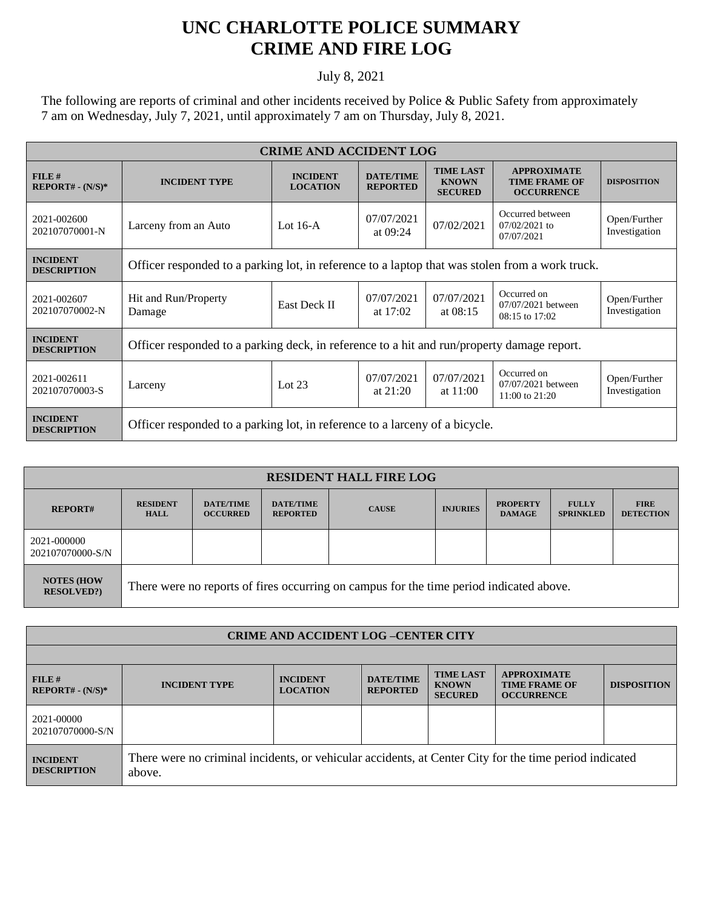# UNC CHARLOTTE POLICE SUMMARY
# CRIME AND FIRE LOG

July 8, 2021

The following are reports of criminal and other incidents received by Police & Public Safety from approximately 7 am on Wednesday, July 7, 2021, until approximately 7 am on Thursday, July 8, 2021.

| CRIME AND ACCIDENT LOG | | | | | | |
|---|---|---|---|---|---|---|
| **FILE # REPORT# - (N/S)*** | **INCIDENT TYPE** | **INCIDENT LOCATION** | **DATE/TIME REPORTED** | **TIME LAST KNOWN SECURED** | **APPROXIMATE TIME FRAME OF OCCURRENCE** | **DISPOSITION** |
| 2021-002600 202107070001-N | Larceny from an Auto | Lot 16-A | 07/07/2021 at 09:24 | 07/02/2021 | Occurred between 07/02/2021 to 07/07/2021 | Open/Further Investigation |
| **INCIDENT DESCRIPTION** | Officer responded to a parking lot, in reference to a laptop that was stolen from a work truck. | | | | | |
| 2021-002607 202107070002-N | Hit and Run/Property Damage | East Deck II | 07/07/2021 at 17:02 | 07/07/2021 at 08:15 | Occurred on 07/07/2021 between 08:15 to 17:02 | Open/Further Investigation |
| **INCIDENT DESCRIPTION** | Officer responded to a parking deck, in reference to a hit and run/property damage report. | | | | | |
| 2021-002611 202107070003-S | Larceny | Lot 23 | 07/07/2021 at 21:20 | 07/07/2021 at 11:00 | Occurred on 07/07/2021 between 11:00 to 21:20 | Open/Further Investigation |
| **INCIDENT DESCRIPTION** | Officer responded to a parking lot, in reference to a larceny of a bicycle. | | | | | |

| RESIDENT HALL FIRE LOG | | | | | | | | |
|---|---|---|---|---|---|---|---|---|
| **REPORT#** | **RESIDENT HALL** | **DATE/TIME OCCURRED** | **DATE/TIME REPORTED** | **CAUSE** | **INJURIES** | **PROPERTY DAMAGE** | **FULLY SPRINKLED** | **FIRE DETECTION** |
| 2021-000000 202107070000-S/N | | | | | | | | |
| **NOTES (HOW RESOLVED?)** | There were no reports of fires occurring on campus for the time period indicated above. | | | | | | | |

| CRIME AND ACCIDENT LOG –CENTER CITY | | | | | | |
|---|---|---|---|---|---|---|
| **FILE # REPORT# - (N/S)*** | **INCIDENT TYPE** | **INCIDENT LOCATION** | **DATE/TIME REPORTED** | **TIME LAST KNOWN SECURED** | **APPROXIMATE TIME FRAME OF OCCURRENCE** | **DISPOSITION** |
| 2021-00000 202107070000-S/N | | | | | | |
| **INCIDENT DESCRIPTION** | There were no criminal incidents, or vehicular accidents, at Center City for the time period indicated above. | | | | | |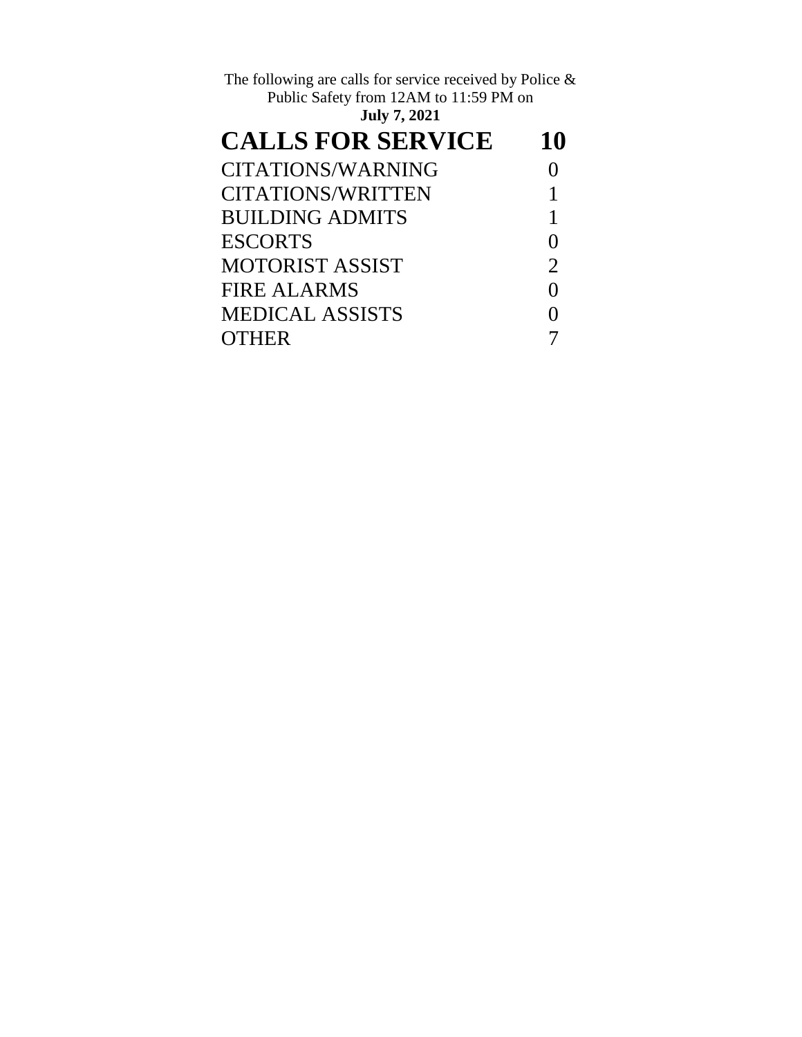The following are calls for service received by Police & Public Safety from 12AM to 11:59 PM on

**July 7, 2021**

| **CALLS FOR SERVICE** | **10** |
|---|---|
| CITATIONS/WARNING | 0 |
| CITATIONS/WRITTEN | 1 |
| BUILDING ADMITS | 1 |
| ESCORTS | 0 |
| MOTORIST ASSIST | 2 |
| FIRE ALARMS | 0 |
| MEDICAL ASSISTS | 0 |
| OTHER | 7 |